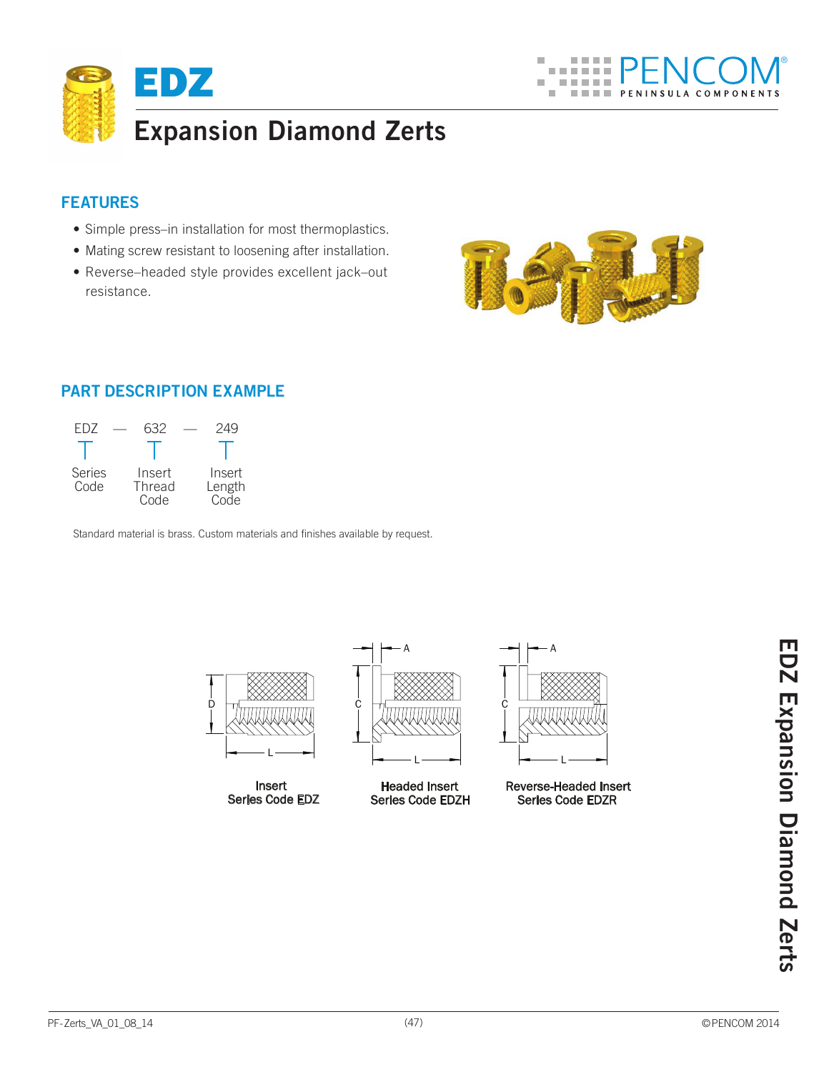# EDZ

## Expansion Diamond Zerts

### FEATURES

- Simple press–in installation for most thermoplastics.
- Mating screw resistant to loosening after installation.
- Reverse–headed style provides excellent jack–out resistance.

### PART DESCRIPTION EXAMPLE

| EDZ | — | 632 | — | 249 |
|---|---|---|---|---|
| Series Code | | Insert Thread Code | | Insert Length Code |

Standard material is brass. Custom materials and finishes available by request.

Insert
Series Code EDZ

Headed Insert
Series Code EDZH

Reverse-Headed Insert
Series Code EDZR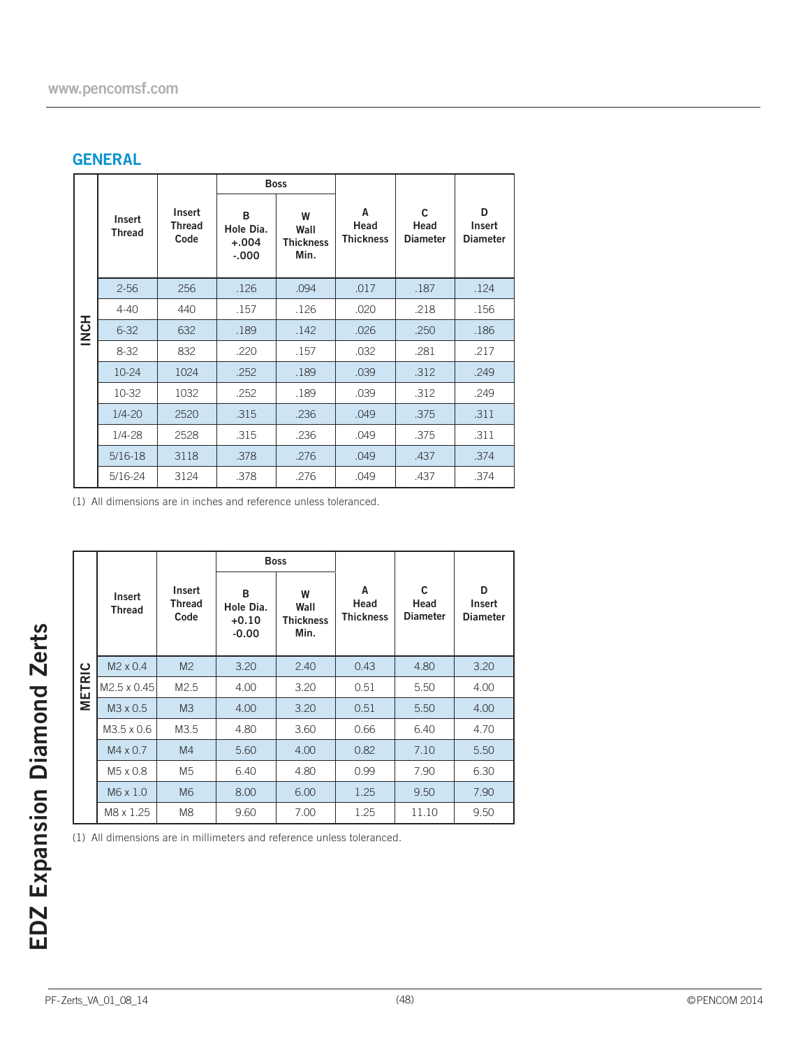## GENERAL

| | Insert Thread | Insert Thread Code | Boss | | A Head Thickness | C Head Diameter | D Insert Diameter |
|---|---|---|---|---|---|---|---|
| | | | B Hole Dia. +.004 -.000 | W Wall Thickness Min. | | | |
| INCH | 2-56 | 256 | .126 | .094 | .017 | .187 | .124 |
| | 4-40 | 440 | .157 | .126 | .020 | .218 | .156 |
| | 6-32 | 632 | .189 | .142 | .026 | .250 | .186 |
| | 8-32 | 832 | .220 | .157 | .032 | .281 | .217 |
| | 10-24 | 1024 | .252 | .189 | .039 | .312 | .249 |
| | 10-32 | 1032 | .252 | .189 | .039 | .312 | .249 |
| | 1/4-20 | 2520 | .315 | .236 | .049 | .375 | .311 |
| | 1/4-28 | 2528 | .315 | .236 | .049 | .375 | .311 |
| | 5/16-18 | 3118 | .378 | .276 | .049 | .437 | .374 |
| | 5/16-24 | 3124 | .378 | .276 | .049 | .437 | .374 |

(1) All dimensions are in inches and reference unless toleranced.

| | Insert Thread | Insert Thread Code | Boss | | A Head Thickness | C Head Diameter | D Insert Diameter |
|---|---|---|---|---|---|---|---|
| | | | B Hole Dia. +0.10 -0.00 | W Wall Thickness Min. | | | |
| METRIC | M2 x 0.4 | M2 | 3.20 | 2.40 | 0.43 | 4.80 | 3.20 |
| | M2.5 x 0.45 | M2.5 | 4.00 | 3.20 | 0.51 | 5.50 | 4.00 |
| | M3 x 0.5 | M3 | 4.00 | 3.20 | 0.51 | 5.50 | 4.00 |
| | M3.5 x 0.6 | M3.5 | 4.80 | 3.60 | 0.66 | 6.40 | 4.70 |
| | M4 x 0.7 | M4 | 5.60 | 4.00 | 0.82 | 7.10 | 5.50 |
| | M5 x 0.8 | M5 | 6.40 | 4.80 | 0.99 | 7.90 | 6.30 |
| | M6 x 1.0 | M6 | 8.00 | 6.00 | 1.25 | 9.50 | 7.90 |
| | M8 x 1.25 | M8 | 9.60 | 7.00 | 1.25 | 11.10 | 9.50 |

(1) All dimensions are in millimeters and reference unless toleranced.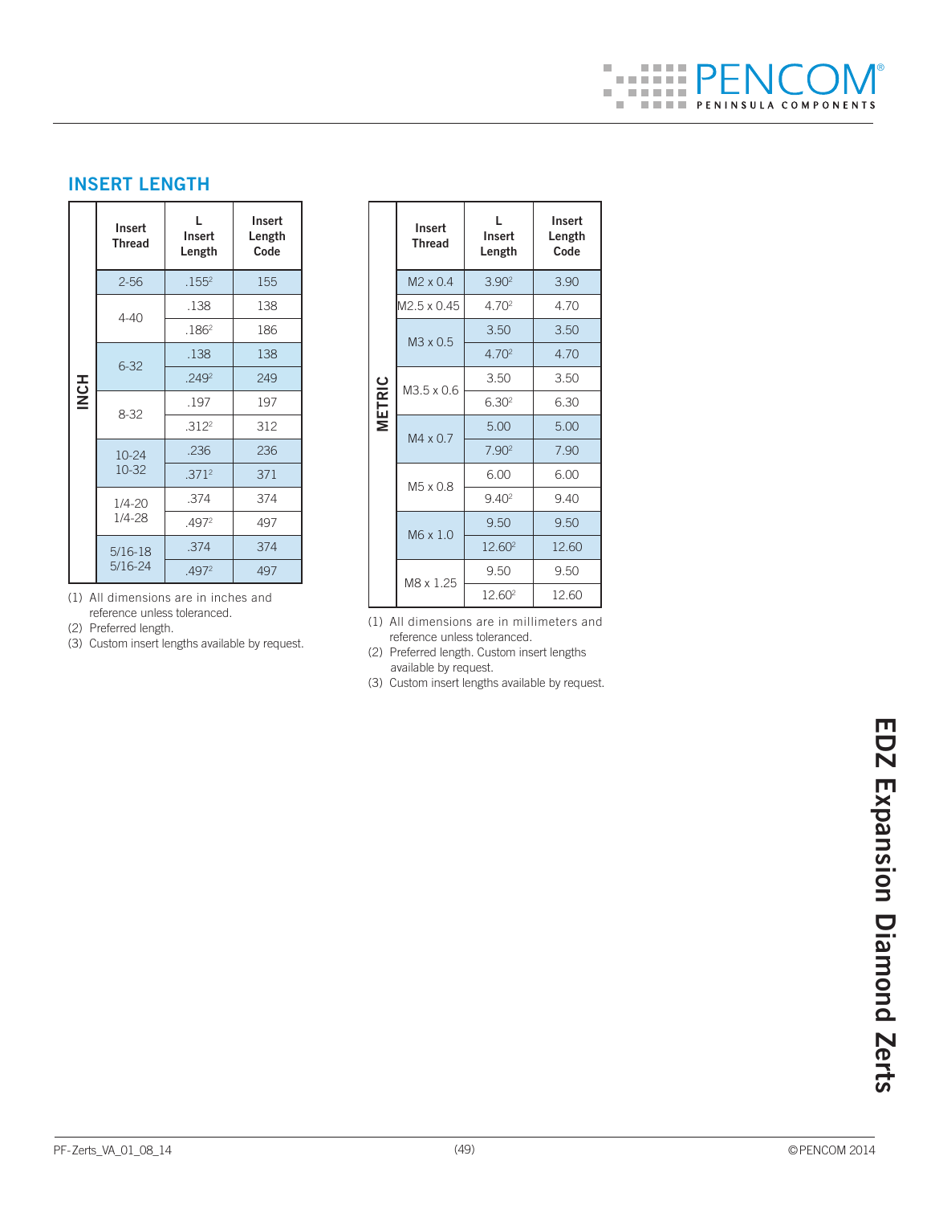## INSERT LENGTH

| INCH | Insert Thread | L Insert Length | Insert Length Code |
|---|---|---|---|
| | 2-56 | .155[2] | 155 |
| | 4-40 | .138 | 138 |
| | | .186[2] | 186 |
| | 6-32 | .138 | 138 |
| | | .249[2] | 249 |
| | 8-32 | .197 | 197 |
| | | .312[2] | 312 |
| | 10-24<br>10-32 | .236 | 236 |
| | | .371[2] | 371 |
| | 1/4-20<br>1/4-28 | .374 | 374 |
| | | .497[2] | 497 |
| | 5/16-18<br>5/16-24 | .374 | 374 |
| | | .497[2] | 497 |

(1) All dimensions are in inches and reference unless tolerenced.
(2) Preferred length.
(3) Custom insert lengths available by request.

| METRIC | Insert Thread | L Insert Length | Insert Length Code |
|---|---|---|---|
| | M2 x 0.4 | 3.90[2] | 3.90 |
| | M2.5 x 0.45 | 4.70[2] | 4.70 |
| | M3 x 0.5 | 3.50 | 3.50 |
| | | 4.70[2] | 4.70 |
| | M3.5 x 0.6 | 3.50 | 3.50 |
| | | 6.30[2] | 6.30 |
| | M4 x 0.7 | 5.00 | 5.00 |
| | | 7.90[2] | 7.90 |
| | M5 x 0.8 | 6.00 | 6.00 |
| | | 9.40[2] | 9.40 |
| | M6 x 1.0 | 9.50 | 9.50 |
| | | 12.60[2] | 12.60 |
| | M8 x 1.25 | 9.50 | 9.50 |
| | | 12.60[2] | 12.60 |

(1) All dimensions are in millimeters and reference unless tolerenced.
(2) Preferred length. Custom insert lengths available by request.
(3) Custom insert lengths available by request.

EDZ Expansion Diamond Zerts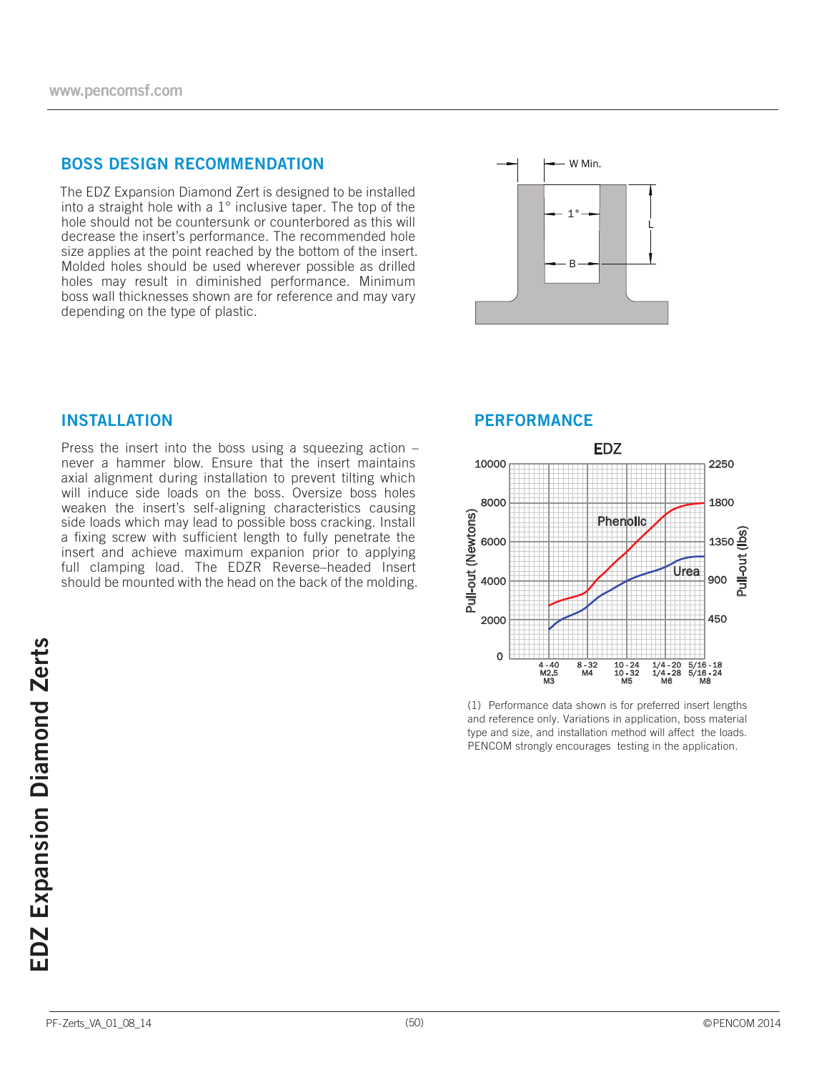## BOSS DESIGN RECOMMENDATION

The EDZ Expansion Diamond Zert is designed to be installed into a straight hole with a 1° inclusive taper. The top of the hole should not be countersunk or counterbored as this will decrease the insert's performance. The recommended hole size applies at the point reached by the bottom of the insert. Molded holes should be used wherever possible as drilled holes may result in diminished performance. Minimum boss wall thicknesses shown are for reference and may vary depending on the type of plastic.

W Min.
1°
L
B

## INSTALLATION

Press the insert into the boss using a squeezing action – never a hammer blow. Ensure that the insert maintains axial alignment during installation to prevent tilting which will induce side loads on the boss. Oversize boss holes weaken the insert's self-aligning characteristics causing side loads which may lead to possible boss cracking. Install a fixing screw with sufficient length to fully penetrate the insert and achieve maximum expanion prior to applying full clamping load. The EDZR Reverse–headed Insert should be mounted with the head on the back of the molding.

## PERFORMANCE

EDZ

Pull-out (Newtons): 0, 2000, 4000, 6000, 8000, 10000

Pull-out (lbs): 450, 900, 1350, 1800, 2250

Phenolic

Urea

4 - 40 M2,5 M3
8 - 32 M4
10 - 24 10 - 32 M5
1/4 - 20 1/4 - 28 M6
5/16 - 18 5/16 - 24 M8

(1) Performance data shown is for preferred insert lengths and reference only. Variations in application, boss material type and size, and installation method will affect the loads. PENCOM strongly encourages testing in the application.

EDZ Expansion Diamond Zerts